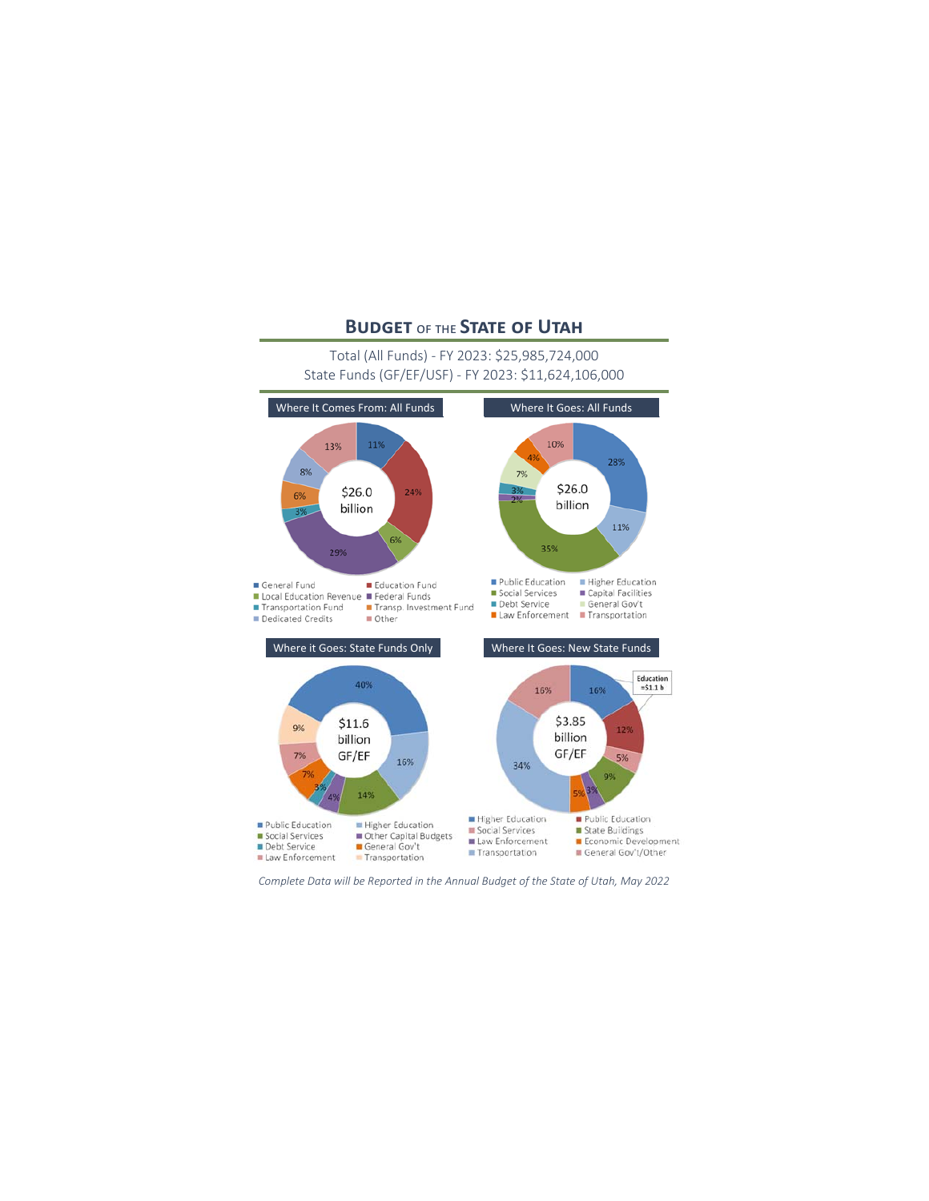# Budget of the State of Utah

Total (All Funds) - FY 2023: $25,985,724,000

State Funds (GF/EF/USF) - FY 2023: $11,624,106,000

## Where It Comes From: All Funds

$26.0 billion

- General Fund: 11%
- Education Fund: 24%
- Local Education Revenue: 6%
- Federal Funds: 29%
- Transportation Fund: 3%
- Transp. Investment Fund: 6%
- Dedicated Credits: 8%
- Other: 13%

## Where It Goes: All Funds

$26.0 billion

- Public Education: 28%
- Higher Education: 11%
- Social Services: 35%
- Capital Facilities: 2%
- Debt Service: 3%
- General Gov't: 7%
- Law Enforcement: 4%
- Transportation: 10%

## Where it Goes: State Funds Only

$11.6 billion GF/EF

- Public Education: 40%
- Higher Education: 16%
- Social Services: 14%
- Other Capital Budgets: 4%
- Debt Service: 3%
- General Gov't: 7%
- Law Enforcement: 7%
- Transportation: 9%

## Where It Goes: New State Funds

$3.85 billion GF/EF

Education =$1.1 b

- Higher Education: 16%
- Public Education: 12%
- Social Services: 5%
- State Buildings: 9%
- Law Enforcement: 3%
- Economic Development: 5%
- Transportation: 34%
- General Gov't/Other: 16%

*Complete Data will be Reported in the Annual Budget of the State of Utah, May 2022*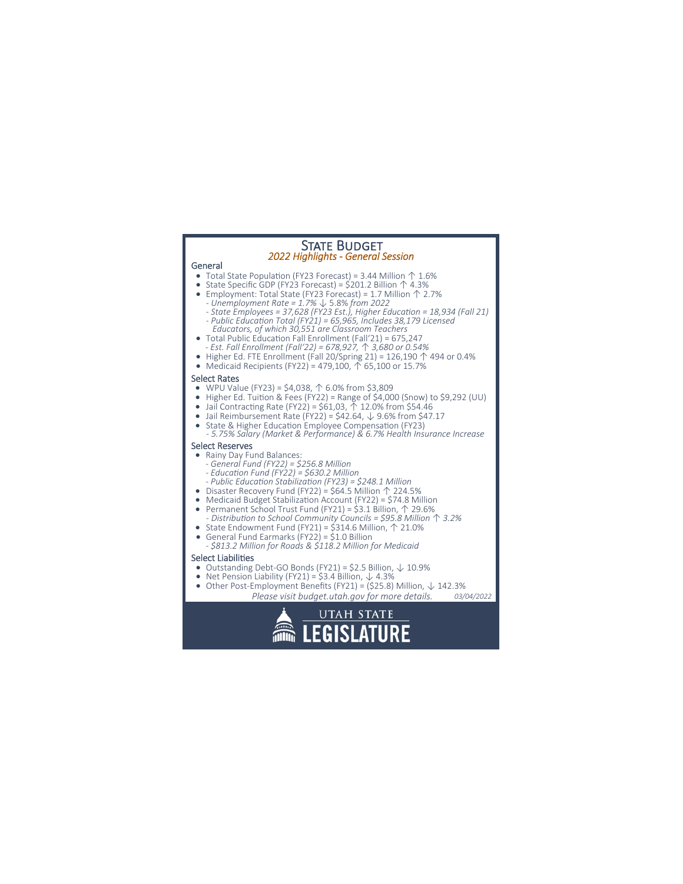# State Budget

*2022 Highlights - General Session*

## General

- Total State Population (FY23 Forecast) = 3.44 Million ↑ 1.6%
- State Specific GDP (FY23 Forecast) = $201.2 Billion ↑ 4.3%
- Employment: Total State (FY23 Forecast) = 1.7 Million ↑ 2.7%
  - *- Unemployment Rate = 1.7% ↓ 5.8% from 2022*
  - *- State Employees = 37,628 (FY23 Est.), Higher Education = 18,934 (Fall 21)*
  - *- Public Education Total (FY21) = 65,965, Includes 38,179 Licensed Educators, of which 30,551 are Classroom Teachers*
- Total Public Education Fall Enrollment (Fall'21) = 675,247
  - *- Est. Fall Enrollment (Fall'22) = 678,927, ↑ 3,680 or 0.54%*
- Higher Ed. FTE Enrollment (Fall 20/Spring 21) = 126,190 ↑ 494 or 0.4%
- Medicaid Recipients (FY22) = 479,100, ↑ 65,100 or 15.7%

## Select Rates

- WPU Value (FY23) = $4,038, ↑ 6.0% from $3,809
- Higher Ed. Tuition & Fees (FY22) = Range of $4,000 (Snow) to $9,292 (UU)
- Jail Contracting Rate (FY22) = $61,03, ↑ 12.0% from $54.46
- Jail Reimbursement Rate (FY22) = $42.64, ↓ 9.6% from $47.17
- State & Higher Education Employee Compensation (FY23)
  - *- 5.75% Salary (Market & Performance) & 6.7% Health Insurance Increase*

## Select Reserves

- Rainy Day Fund Balances:
  - *- General Fund (FY22) = $256.8 Million*
  - *- Education Fund (FY22) = $630.2 Million*
  - *- Public Education Stabilization (FY23) = $248.1 Million*
- Disaster Recovery Fund (FY22) = $64.5 Million ↑ 224.5%
- Medicaid Budget Stabilization Account (FY22) = $74.8 Million
- Permanent School Trust Fund (FY21) = $3.1 Billion, ↑ 29.6%
  - *- Distribution to School Community Councils = $95.8 Million ↑ 3.2%*
- State Endowment Fund (FY21) = $314.6 Million, ↑ 21.0%
- General Fund Earmarks (FY22) = $1.0 Billion
  - *- $813.2 Million for Roads & $118.2 Million for Medicaid*

## Select Liabilities

- Outstanding Debt-GO Bonds (FY21) = $2.5 Billion, ↓ 10.9%
- Net Pension Liability (FY21) = $3.4 Billion, ↓ 4.3%
- Other Post-Employment Benefits (FY21) = ($25.8) Million, ↓ 142.3%

*Please visit budget.utah.gov for more details.* *03/04/2022*

UTAH STATE LEGISLATURE